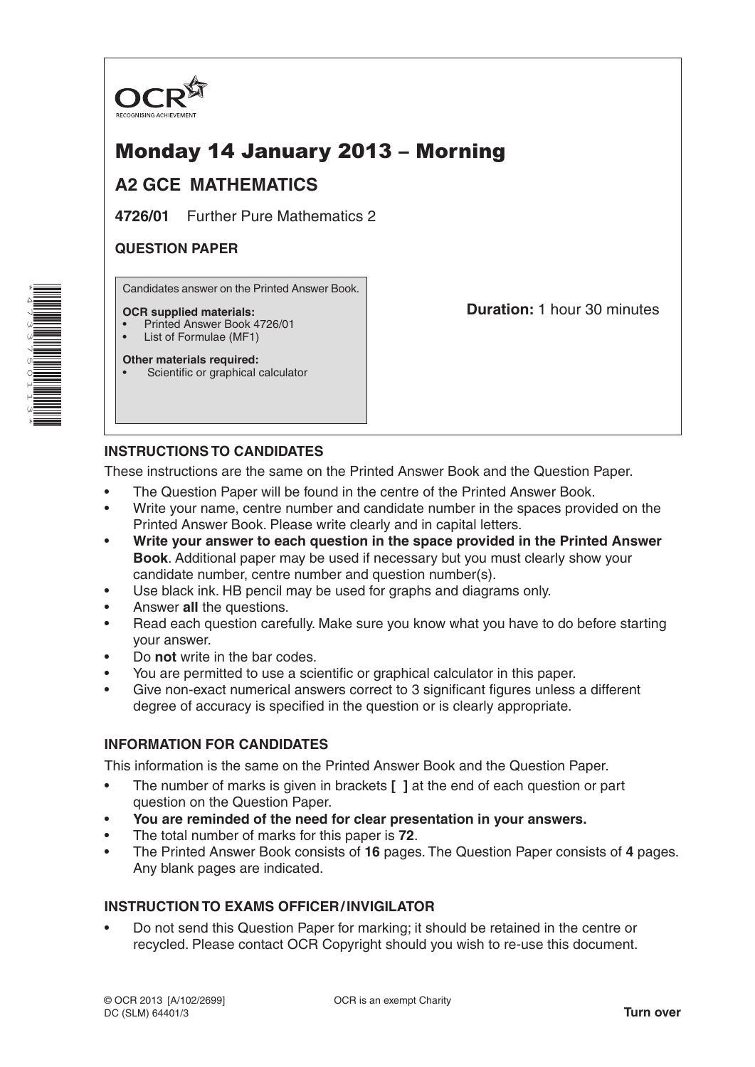OCR
RECOGNISING ACHIEVEMENT

# Monday 14 January 2013 – Morning

## A2 GCE MATHEMATICS

**4726/01** Further Pure Mathematics 2

**QUESTION PAPER**

Candidates answer on the Printed Answer Book.

**OCR supplied materials:**
- Printed Answer Book 4726/01
- List of Formulae (MF1)

**Other materials required:**
- Scientific or graphical calculator

**Duration:** 1 hour 30 minutes

### INSTRUCTIONS TO CANDIDATES

These instructions are the same on the Printed Answer Book and the Question Paper.

- The Question Paper will be found in the centre of the Printed Answer Book.
- Write your name, centre number and candidate number in the spaces provided on the Printed Answer Book. Please write clearly and in capital letters.
- **Write your answer to each question in the space provided in the Printed Answer Book**. Additional paper may be used if necessary but you must clearly show your candidate number, centre number and question number(s).
- Use black ink. HB pencil may be used for graphs and diagrams only.
- Answer **all** the questions.
- Read each question carefully. Make sure you know what you have to do before starting your answer.
- Do **not** write in the bar codes.
- You are permitted to use a scientific or graphical calculator in this paper.
- Give non-exact numerical answers correct to 3 significant figures unless a different degree of accuracy is specified in the question or is clearly appropriate.

### INFORMATION FOR CANDIDATES

This information is the same on the Printed Answer Book and the Question Paper.

- The number of marks is given in brackets **[ ]** at the end of each question or part question on the Question Paper.
- **You are reminded of the need for clear presentation in your answers.**
- The total number of marks for this paper is **72**.
- The Printed Answer Book consists of **16** pages. The Question Paper consists of **4** pages. Any blank pages are indicated.

### INSTRUCTION TO EXAMS OFFICER / INVIGILATOR

- Do not send this Question Paper for marking; it should be retained in the centre or recycled. Please contact OCR Copyright should you wish to re-use this document.

© OCR 2013 [A/102/2699]
DC (SLM) 64401/3

OCR is an exempt Charity

**Turn over**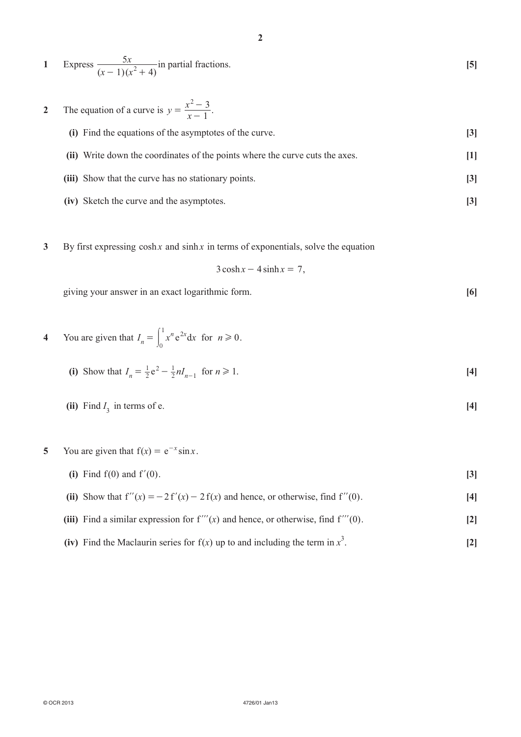**1** Express $\dfrac{5x}{(x-1)(x^2+4)}$ in partial fractions. **[5]**

**2** The equation of a curve is $y = \dfrac{x^2 - 3}{x - 1}$.

**(i)** Find the equations of the asymptotes of the curve. **[3]**

**(ii)** Write down the coordinates of the points where the curve cuts the axes. **[1]**

**(iii)** Show that the curve has no stationary points. **[3]**

**(iv)** Sketch the curve and the asymptotes. **[3]**

**3** By first expressing $\cosh x$ and $\sinh x$ in terms of exponentials, solve the equation

$$3\cosh x - 4\sinh x = 7,$$

giving your answer in an exact logarithmic form. **[6]**

**4** You are given that $I_n = \displaystyle\int_0^1 x^n e^{2x} \, dx$ for $n \geqslant 0$.

**(i)** Show that $I_n = \frac{1}{2}e^2 - \frac{1}{2}nI_{n-1}$ for $n \geqslant 1$. **[4]**

**(ii)** Find $I_3$ in terms of e. **[4]**

**5** You are given that $f(x) = e^{-x}\sin x$.

**(i)** Find $f(0)$ and $f'(0)$. **[3]**

**(ii)** Show that $f''(x) = -2f'(x) - 2f(x)$ and hence, or otherwise, find $f''(0)$. **[4]**

**(iii)** Find a similar expression for $f'''(x)$ and hence, or otherwise, find $f'''(0)$. **[2]**

**(iv)** Find the Maclaurin series for $f(x)$ up to and including the term in $x^3$. **[2]**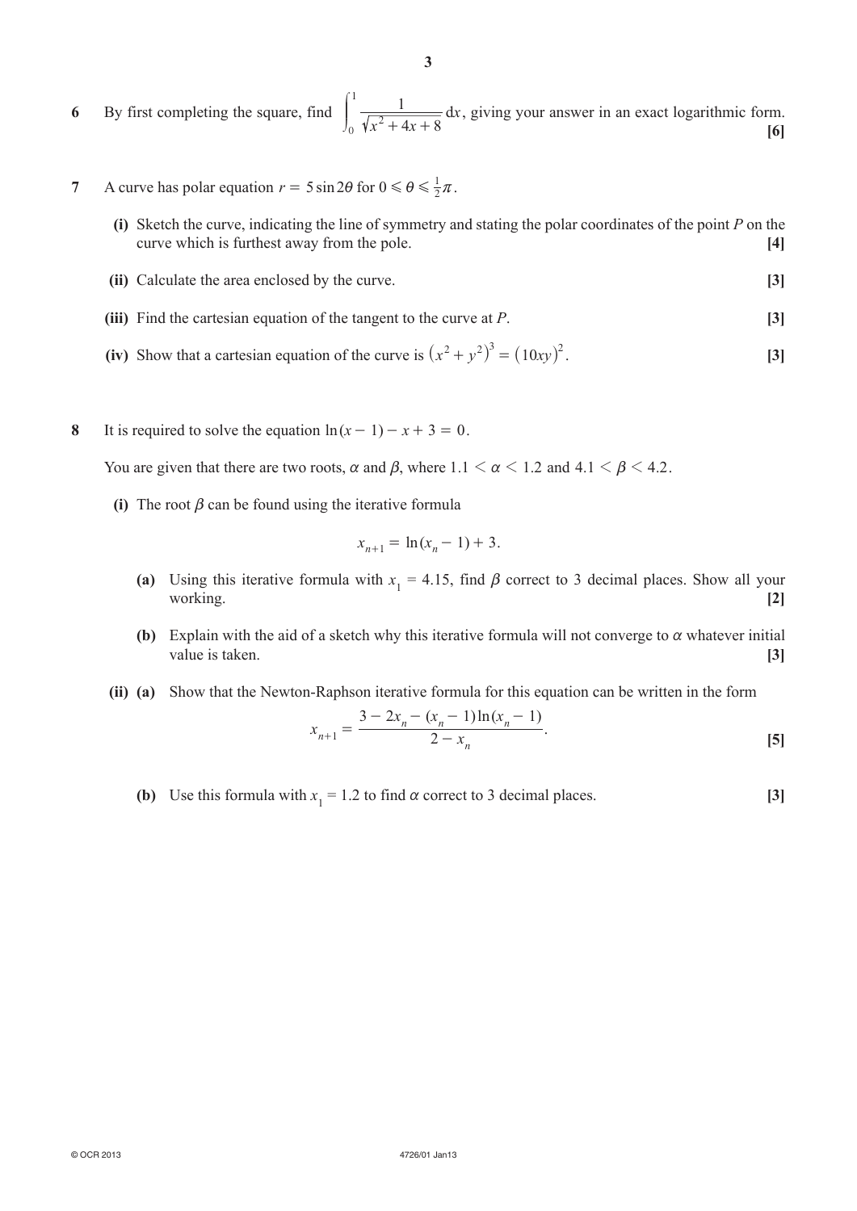**6** By first completing the square, find $\int_0^1 \frac{1}{\sqrt{x^2+4x+8}}\,dx$, giving your answer in an exact logarithmic form. **[6]**

**7** A curve has polar equation $r = 5\sin 2\theta$ for $0 \leqslant \theta \leqslant \frac{1}{2}\pi$.

**(i)** Sketch the curve, indicating the line of symmetry and stating the polar coordinates of the point $P$ on the curve which is furthest away from the pole. **[4]**

**(ii)** Calculate the area enclosed by the curve. **[3]**

**(iii)** Find the cartesian equation of the tangent to the curve at $P$. **[3]**

**(iv)** Show that a cartesian equation of the curve is $(x^2+y^2)^3 = (10xy)^2$. **[3]**

**8** It is required to solve the equation $\ln(x-1) - x + 3 = 0$.

You are given that there are two roots, $\alpha$ and $\beta$, where $1.1 < \alpha < 1.2$ and $4.1 < \beta < 4.2$.

**(i)** The root $\beta$ can be found using the iterative formula

$$x_{n+1} = \ln(x_n - 1) + 3.$$

**(a)** Using this iterative formula with $x_1 = 4.15$, find $\beta$ correct to 3 decimal places. Show all your working. **[2]**

**(b)** Explain with the aid of a sketch why this iterative formula will not converge to $\alpha$ whatever initial value is taken. **[3]**

**(ii) (a)** Show that the Newton-Raphson iterative formula for this equation can be written in the form

$$x_{n+1} = \frac{3 - 2x_n - (x_n - 1)\ln(x_n - 1)}{2 - x_n}.$$

**[5]**

**(b)** Use this formula with $x_1 = 1.2$ to find $\alpha$ correct to 3 decimal places. **[3]**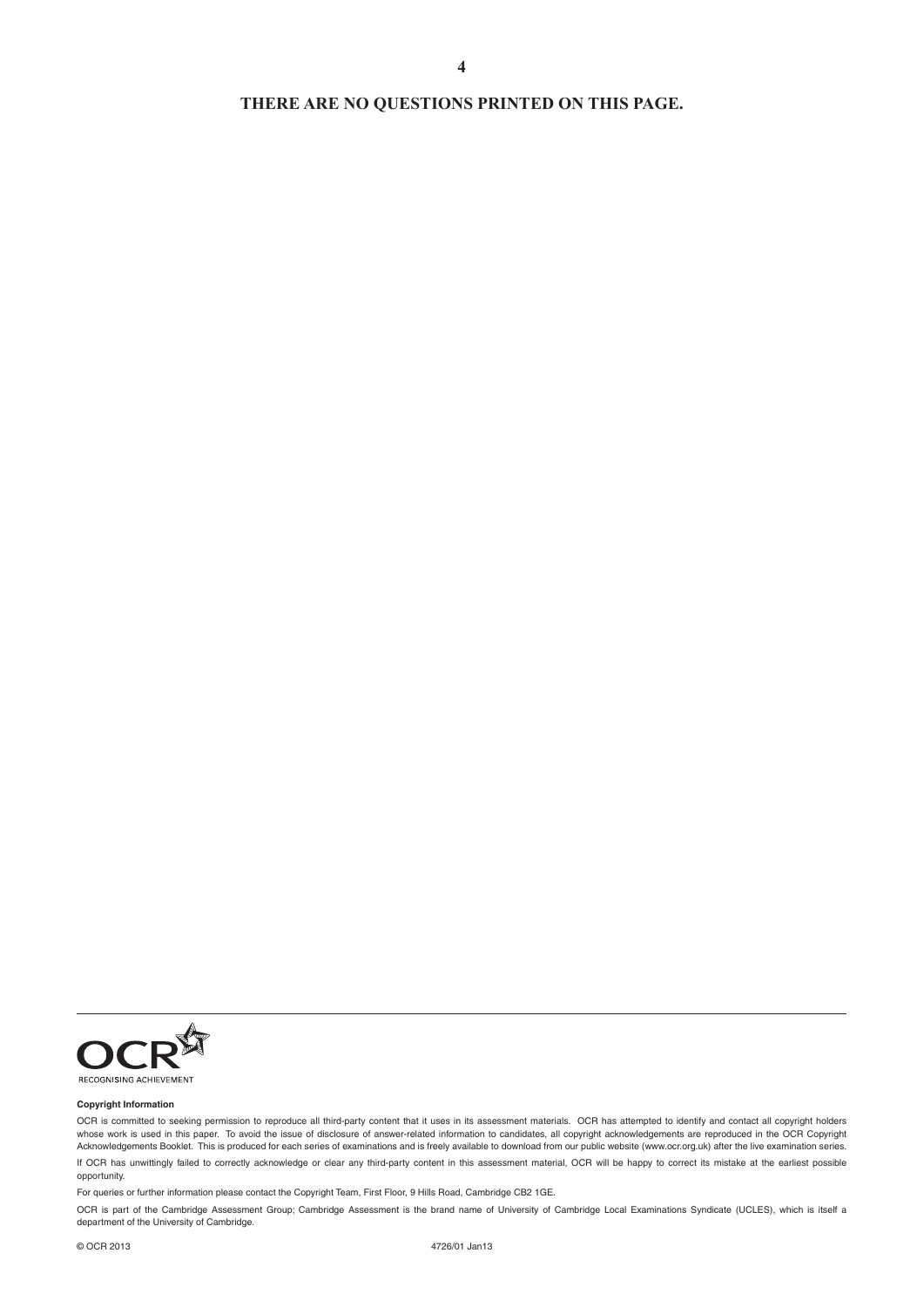**THERE ARE NO QUESTIONS PRINTED ON THIS PAGE.**

RECOGNISING ACHIEVEMENT

**Copyright Information**

OCR is committed to seeking permission to reproduce all third-party content that it uses in its assessment materials. OCR has attempted to identify and contact all copyright holders whose work is used in this paper. To avoid the issue of disclosure of answer-related information to candidates, all copyright acknowledgements are reproduced in the OCR Copyright Acknowledgements Booklet. This is produced for each series of examinations and is freely available to download from our public website (www.ocr.org.uk) after the live examination series.

If OCR has unwittingly failed to correctly acknowledge or clear any third-party content in this assessment material, OCR will be happy to correct its mistake at the earliest possible opportunity.

For queries or further information please contact the Copyright Team, First Floor, 9 Hills Road, Cambridge CB2 1GE.

OCR is part of the Cambridge Assessment Group; Cambridge Assessment is the brand name of University of Cambridge Local Examinations Syndicate (UCLES), which is itself a department of the University of Cambridge.

© OCR 2013 4726/01 Jan13